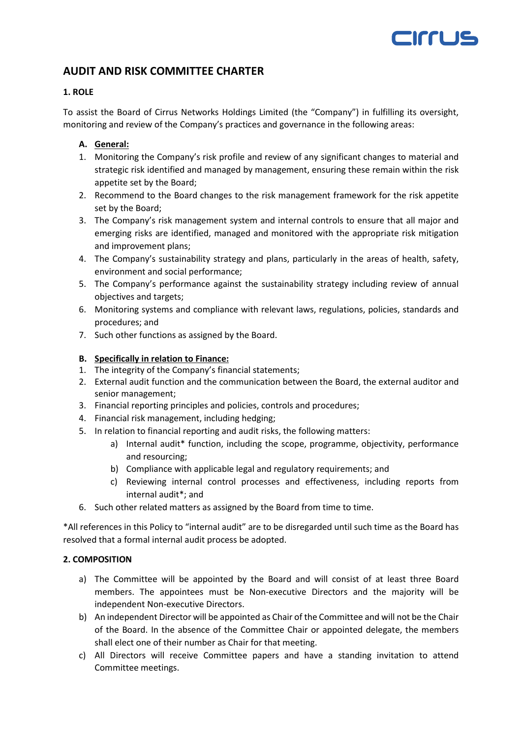# AUDIT AND RISK COMMITTEE CHARTER

## 1. ROLE

To assist the Board of Cirrus Networks Holdings Limited (the "Company") in fulfilling its oversight, monitoring and review of the Company's practices and governance in the following areas:

**A. <u>General:</u>**

1. Monitoring the Company's risk profile and review of any significant changes to material and strategic risk identified and managed by management, ensuring these remain within the risk appetite set by the Board;
2. Recommend to the Board changes to the risk management framework for the risk appetite set by the Board;
3. The Company's risk management system and internal controls to ensure that all major and emerging risks are identified, managed and monitored with the appropriate risk mitigation and improvement plans;
4. The Company's sustainability strategy and plans, particularly in the areas of health, safety, environment and social performance;
5. The Company's performance against the sustainability strategy including review of annual objectives and targets;
6. Monitoring systems and compliance with relevant laws, regulations, policies, standards and procedures; and
7. Such other functions as assigned by the Board.

**B. <u>Specifically in relation to Finance:</u>**

1. The integrity of the Company's financial statements;
2. External audit function and the communication between the Board, the external auditor and senior management;
3. Financial reporting principles and policies, controls and procedures;
4. Financial risk management, including hedging;
5. In relation to financial reporting and audit risks, the following matters:
    a) Internal audit* function, including the scope, programme, objectivity, performance and resourcing;
    b) Compliance with applicable legal and regulatory requirements; and
    c) Reviewing internal control processes and effectiveness, including reports from internal audit*; and
6. Such other related matters as assigned by the Board from time to time.

*All references in this Policy to "internal audit" are to be disregarded until such time as the Board has resolved that a formal internal audit process be adopted.

## 2. COMPOSITION

a) The Committee will be appointed by the Board and will consist of at least three Board members. The appointees must be Non-executive Directors and the majority will be independent Non-executive Directors.

b) An independent Director will be appointed as Chair of the Committee and will not be the Chair of the Board. In the absence of the Committee Chair or appointed delegate, the members shall elect one of their number as Chair for that meeting.

c) All Directors will receive Committee papers and have a standing invitation to attend Committee meetings.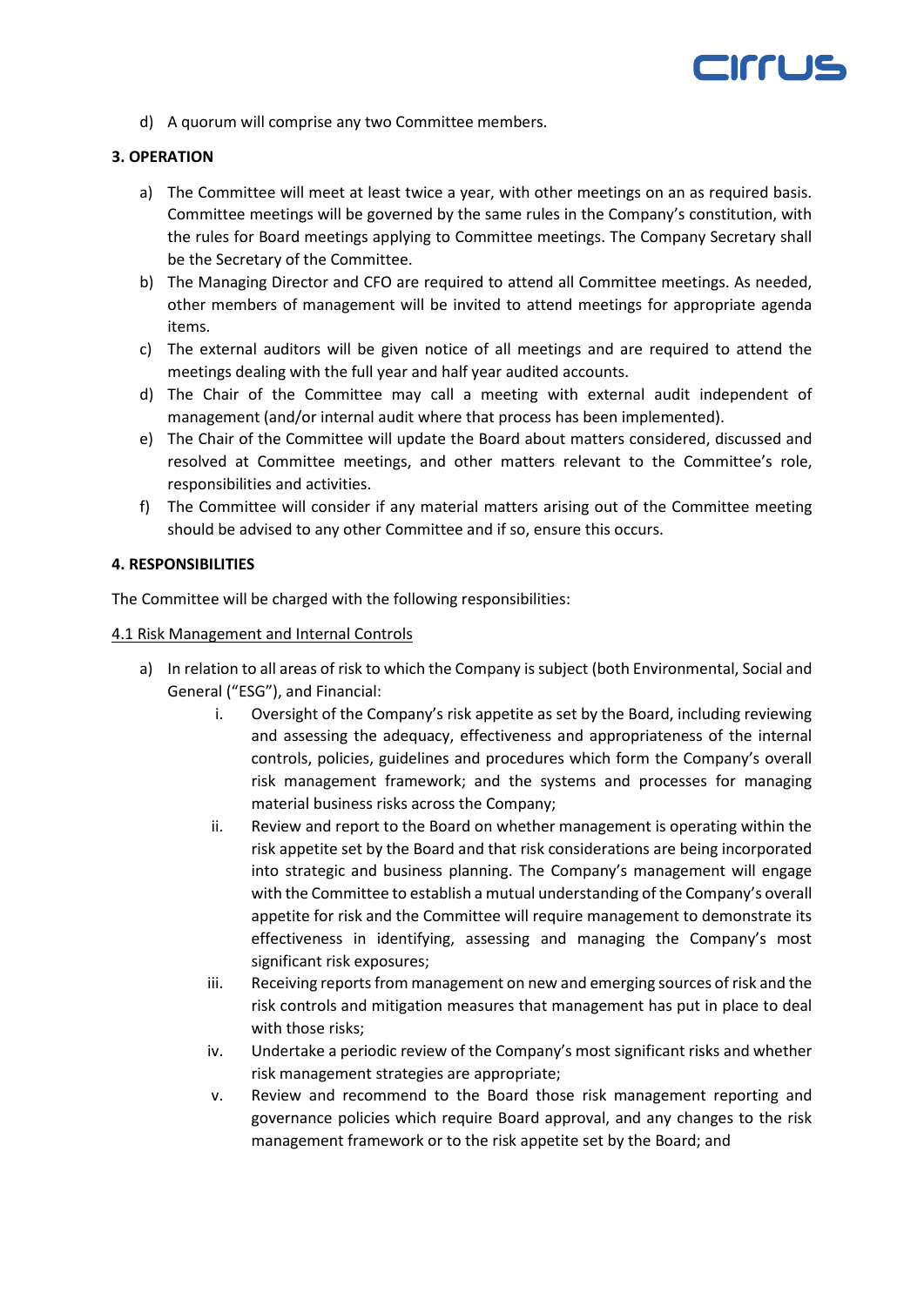d) A quorum will comprise any two Committee members.

## 3. OPERATION

a) The Committee will meet at least twice a year, with other meetings on an as required basis. Committee meetings will be governed by the same rules in the Company's constitution, with the rules for Board meetings applying to Committee meetings. The Company Secretary shall be the Secretary of the Committee.

b) The Managing Director and CFO are required to attend all Committee meetings. As needed, other members of management will be invited to attend meetings for appropriate agenda items.

c) The external auditors will be given notice of all meetings and are required to attend the meetings dealing with the full year and half year audited accounts.

d) The Chair of the Committee may call a meeting with external audit independent of management (and/or internal audit where that process has been implemented).

e) The Chair of the Committee will update the Board about matters considered, discussed and resolved at Committee meetings, and other matters relevant to the Committee's role, responsibilities and activities.

f) The Committee will consider if any material matters arising out of the Committee meeting should be advised to any other Committee and if so, ensure this occurs.

## 4. RESPONSIBILITIES

The Committee will be charged with the following responsibilities:

### 4.1 Risk Management and Internal Controls

a) In relation to all areas of risk to which the Company is subject (both Environmental, Social and General ("ESG"), and Financial:

   i. Oversight of the Company's risk appetite as set by the Board, including reviewing and assessing the adequacy, effectiveness and appropriateness of the internal controls, policies, guidelines and procedures which form the Company's overall risk management framework; and the systems and processes for managing material business risks across the Company;

   ii. Review and report to the Board on whether management is operating within the risk appetite set by the Board and that risk considerations are being incorporated into strategic and business planning. The Company's management will engage with the Committee to establish a mutual understanding of the Company's overall appetite for risk and the Committee will require management to demonstrate its effectiveness in identifying, assessing and managing the Company's most significant risk exposures;

   iii. Receiving reports from management on new and emerging sources of risk and the risk controls and mitigation measures that management has put in place to deal with those risks;

   iv. Undertake a periodic review of the Company's most significant risks and whether risk management strategies are appropriate;

   v. Review and recommend to the Board those risk management reporting and governance policies which require Board approval, and any changes to the risk management framework or to the risk appetite set by the Board; and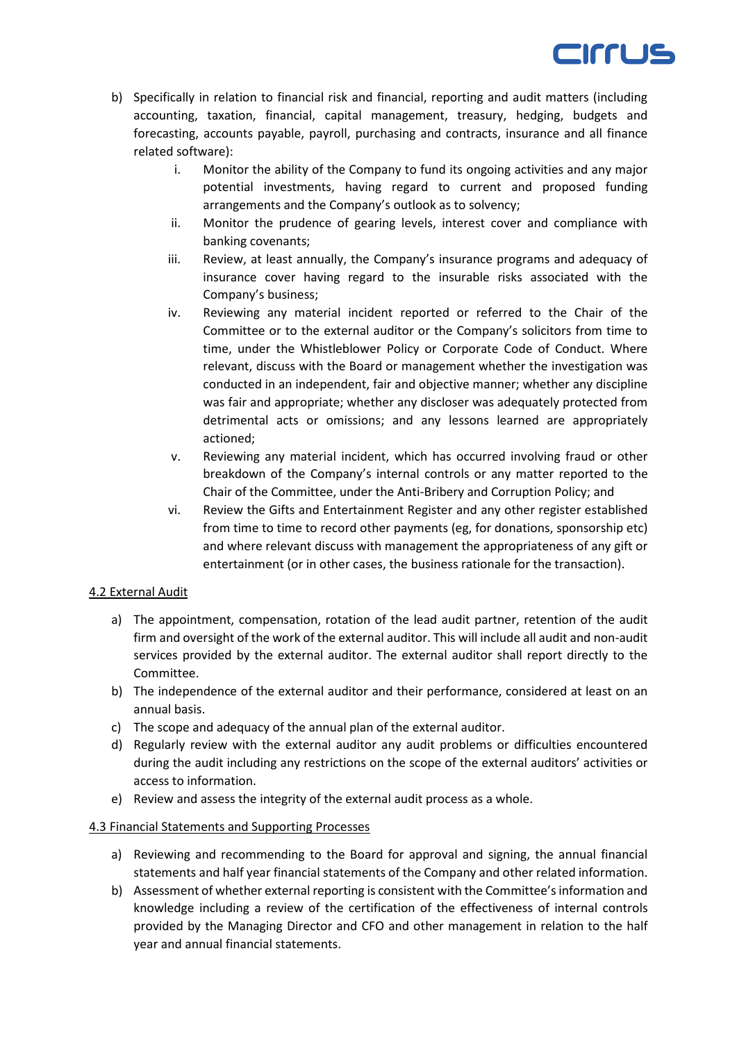b) Specifically in relation to financial risk and financial, reporting and audit matters (including accounting, taxation, financial, capital management, treasury, hedging, budgets and forecasting, accounts payable, payroll, purchasing and contracts, insurance and all finance related software):

   i. Monitor the ability of the Company to fund its ongoing activities and any major potential investments, having regard to current and proposed funding arrangements and the Company's outlook as to solvency;

   ii. Monitor the prudence of gearing levels, interest cover and compliance with banking covenants;

   iii. Review, at least annually, the Company's insurance programs and adequacy of insurance cover having regard to the insurable risks associated with the Company's business;

   iv. Reviewing any material incident reported or referred to the Chair of the Committee or to the external auditor or the Company's solicitors from time to time, under the Whistleblower Policy or Corporate Code of Conduct. Where relevant, discuss with the Board or management whether the investigation was conducted in an independent, fair and objective manner; whether any discipline was fair and appropriate; whether any discloser was adequately protected from detrimental acts or omissions; and any lessons learned are appropriately actioned;

   v. Reviewing any material incident, which has occurred involving fraud or other breakdown of the Company's internal controls or any matter reported to the Chair of the Committee, under the Anti-Bribery and Corruption Policy; and

   vi. Review the Gifts and Entertainment Register and any other register established from time to time to record other payments (eg, for donations, sponsorship etc) and where relevant discuss with management the appropriateness of any gift or entertainment (or in other cases, the business rationale for the transaction).

<u>4.2 External Audit</u>

a) The appointment, compensation, rotation of the lead audit partner, retention of the audit firm and oversight of the work of the external auditor. This will include all audit and non-audit services provided by the external auditor. The external auditor shall report directly to the Committee.

b) The independence of the external auditor and their performance, considered at least on an annual basis.

c) The scope and adequacy of the annual plan of the external auditor.

d) Regularly review with the external auditor any audit problems or difficulties encountered during the audit including any restrictions on the scope of the external auditors' activities or access to information.

e) Review and assess the integrity of the external audit process as a whole.

<u>4.3 Financial Statements and Supporting Processes</u>

a) Reviewing and recommending to the Board for approval and signing, the annual financial statements and half year financial statements of the Company and other related information.

b) Assessment of whether external reporting is consistent with the Committee's information and knowledge including a review of the certification of the effectiveness of internal controls provided by the Managing Director and CFO and other management in relation to the half year and annual financial statements.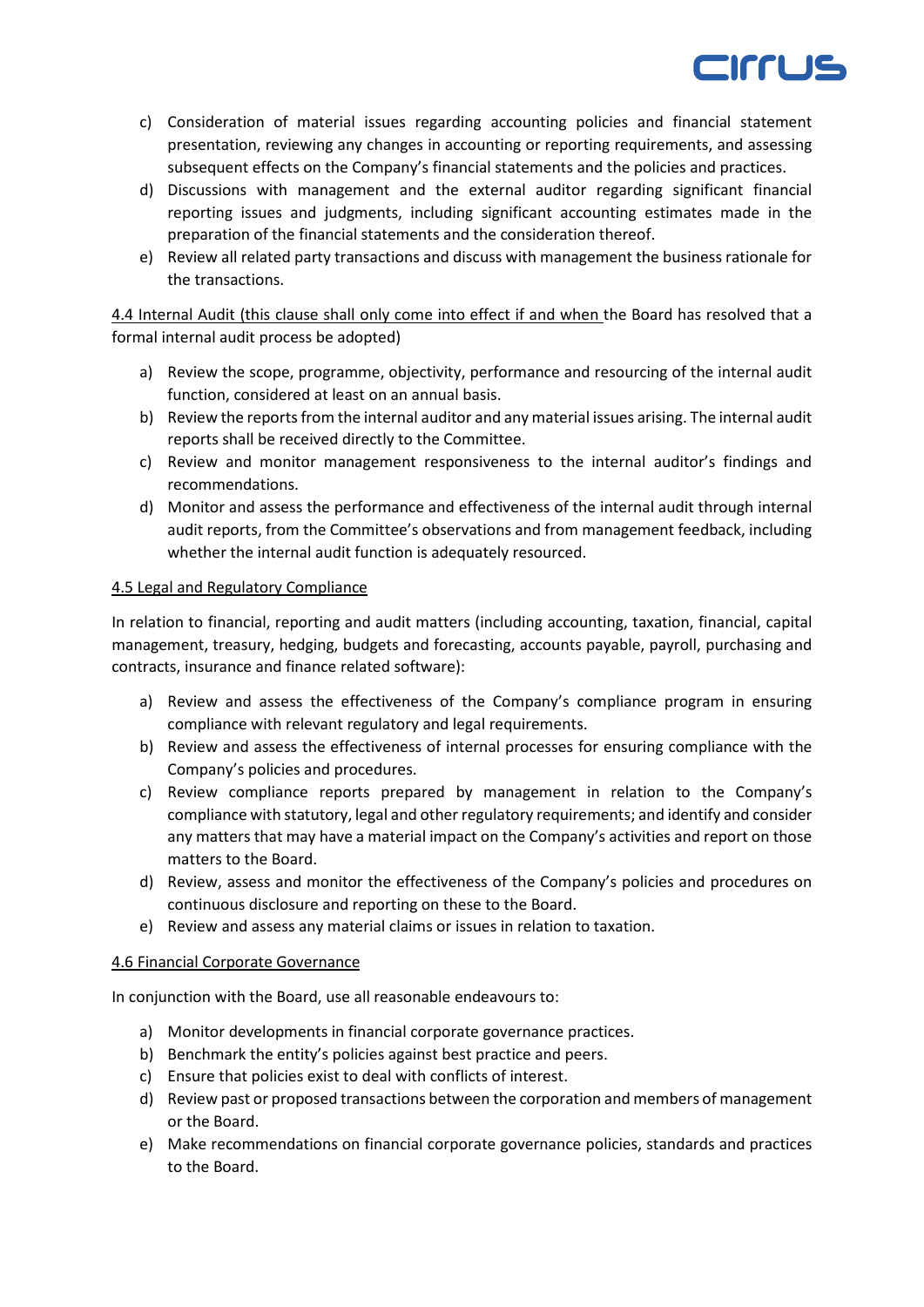c) Consideration of material issues regarding accounting policies and financial statement presentation, reviewing any changes in accounting or reporting requirements, and assessing subsequent effects on the Company's financial statements and the policies and practices.
d) Discussions with management and the external auditor regarding significant financial reporting issues and judgments, including significant accounting estimates made in the preparation of the financial statements and the consideration thereof.
e) Review all related party transactions and discuss with management the business rationale for the transactions.

4.4 Internal Audit (this clause shall only come into effect if and when the Board has resolved that a formal internal audit process be adopted)

a) Review the scope, programme, objectivity, performance and resourcing of the internal audit function, considered at least on an annual basis.
b) Review the reports from the internal auditor and any material issues arising. The internal audit reports shall be received directly to the Committee.
c) Review and monitor management responsiveness to the internal auditor's findings and recommendations.
d) Monitor and assess the performance and effectiveness of the internal audit through internal audit reports, from the Committee's observations and from management feedback, including whether the internal audit function is adequately resourced.

4.5 Legal and Regulatory Compliance

In relation to financial, reporting and audit matters (including accounting, taxation, financial, capital management, treasury, hedging, budgets and forecasting, accounts payable, payroll, purchasing and contracts, insurance and finance related software):

a) Review and assess the effectiveness of the Company's compliance program in ensuring compliance with relevant regulatory and legal requirements.
b) Review and assess the effectiveness of internal processes for ensuring compliance with the Company's policies and procedures.
c) Review compliance reports prepared by management in relation to the Company's compliance with statutory, legal and other regulatory requirements; and identify and consider any matters that may have a material impact on the Company's activities and report on those matters to the Board.
d) Review, assess and monitor the effectiveness of the Company's policies and procedures on continuous disclosure and reporting on these to the Board.
e) Review and assess any material claims or issues in relation to taxation.

4.6 Financial Corporate Governance

In conjunction with the Board, use all reasonable endeavours to:

a) Monitor developments in financial corporate governance practices.
b) Benchmark the entity's policies against best practice and peers.
c) Ensure that policies exist to deal with conflicts of interest.
d) Review past or proposed transactions between the corporation and members of management or the Board.
e) Make recommendations on financial corporate governance policies, standards and practices to the Board.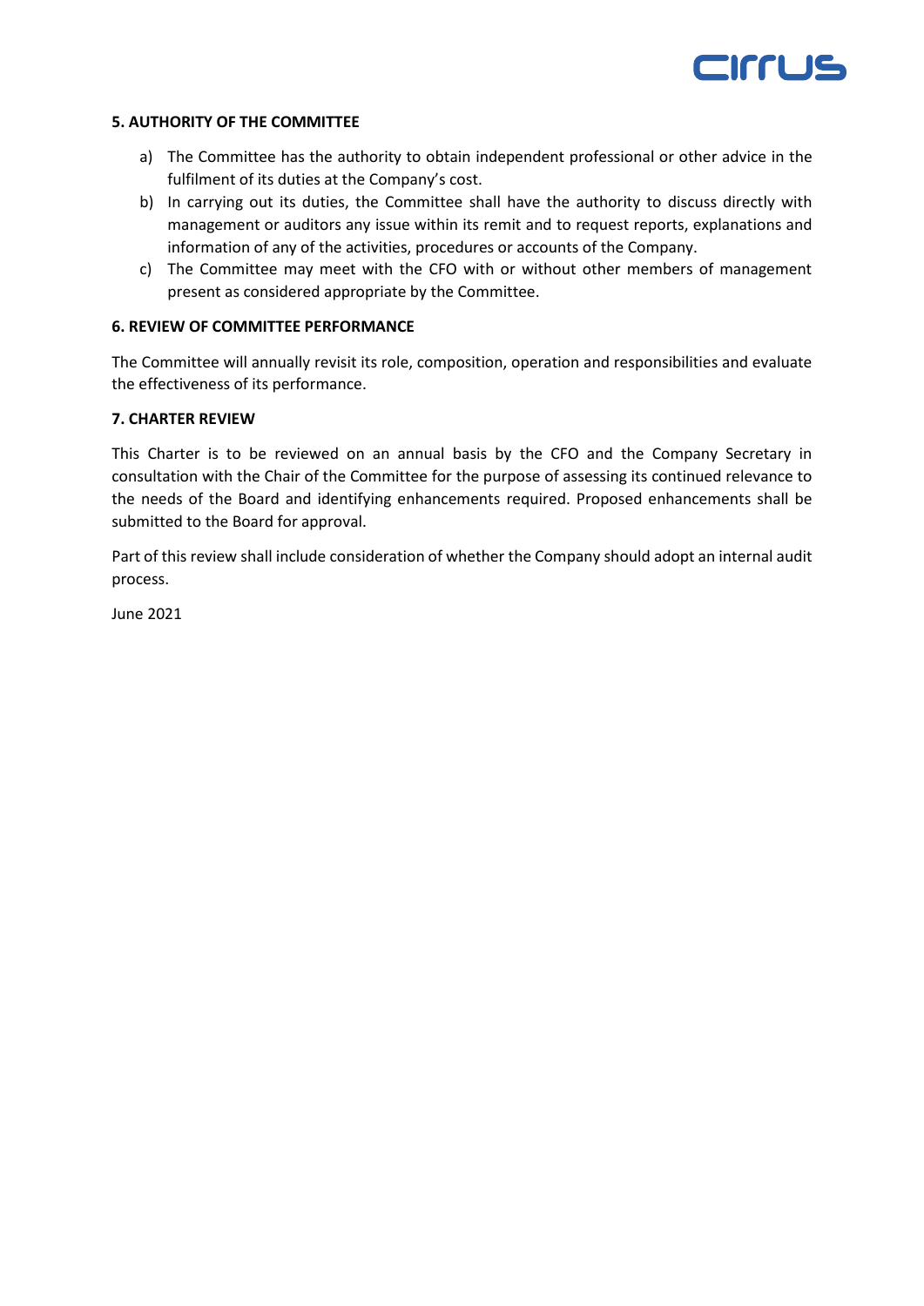**5. AUTHORITY OF THE COMMITTEE**

a) The Committee has the authority to obtain independent professional or other advice in the fulfilment of its duties at the Company's cost.
b) In carrying out its duties, the Committee shall have the authority to discuss directly with management or auditors any issue within its remit and to request reports, explanations and information of any of the activities, procedures or accounts of the Company.
c) The Committee may meet with the CFO with or without other members of management present as considered appropriate by the Committee.

**6. REVIEW OF COMMITTEE PERFORMANCE**

The Committee will annually revisit its role, composition, operation and responsibilities and evaluate the effectiveness of its performance.

**7. CHARTER REVIEW**

This Charter is to be reviewed on an annual basis by the CFO and the Company Secretary in consultation with the Chair of the Committee for the purpose of assessing its continued relevance to the needs of the Board and identifying enhancements required. Proposed enhancements shall be submitted to the Board for approval.

Part of this review shall include consideration of whether the Company should adopt an internal audit process.

June 2021